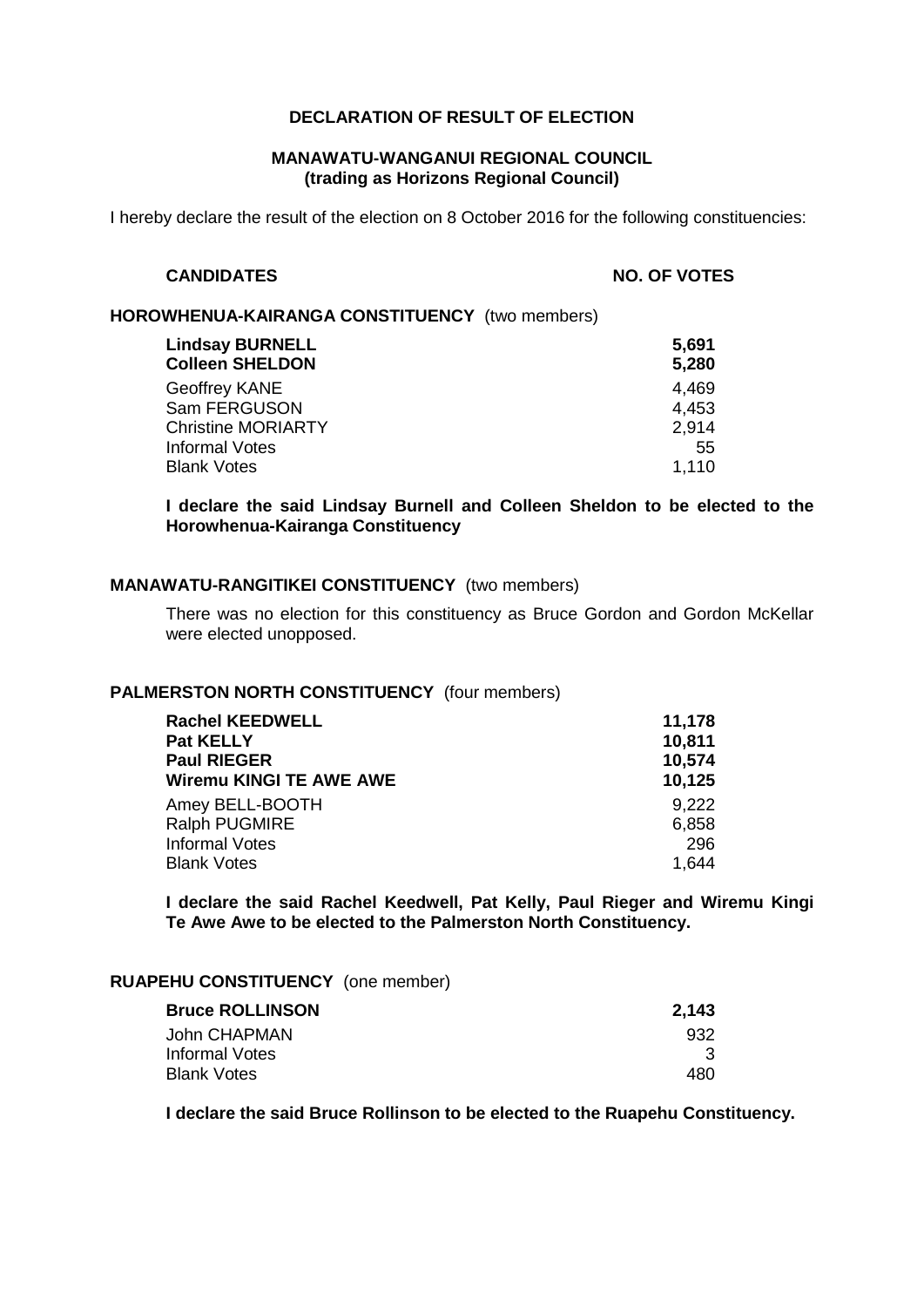**DECLARATION OF RESULT OF ELECTION**

**MANAWATU-WANGANUI REGIONAL COUNCIL**
**(trading as Horizons Regional Council)**

I hereby declare the result of the election on 8 October 2016 for the following constituencies:

**HOROWHENUA-KAIRANGA CONSTITUENCY** (two members)

| CANDIDATES | NO. OF VOTES |
|---|---|
| **Lindsay BURNELL** | **5,691** |
| **Colleen SHELDON** | **5,280** |
| Geoffrey KANE | 4,469 |
| Sam FERGUSON | 4,453 |
| Christine MORIARTY | 2,914 |
| Informal Votes | 55 |
| Blank Votes | 1,110 |

**I declare the said Lindsay Burnell and Colleen Sheldon to be elected to the Horowhenua-Kairanga Constituency**

**MANAWATU-RANGITIKEI CONSTITUENCY** (two members)

There was no election for this constituency as Bruce Gordon and Gordon McKellar were elected unopposed.

**PALMERSTON NORTH CONSTITUENCY** (four members)

| CANDIDATES | NO. OF VOTES |
|---|---|
| **Rachel KEEDWELL** | **11,178** |
| **Pat KELLY** | **10,811** |
| **Paul RIEGER** | **10,574** |
| **Wiremu KINGI TE AWE AWE** | **10,125** |
| Amey BELL-BOOTH | 9,222 |
| Ralph PUGMIRE | 6,858 |
| Informal Votes | 296 |
| Blank Votes | 1,644 |

**I declare the said Rachel Keedwell, Pat Kelly, Paul Rieger and Wiremu Kingi Te Awe Awe to be elected to the Palmerston North Constituency.**

**RUAPEHU CONSTITUENCY** (one member)

| CANDIDATES | NO. OF VOTES |
|---|---|
| **Bruce ROLLINSON** | **2,143** |
| John CHAPMAN | 932 |
| Informal Votes | 3 |
| Blank Votes | 480 |

**I declare the said Bruce Rollinson to be elected to the Ruapehu Constituency.**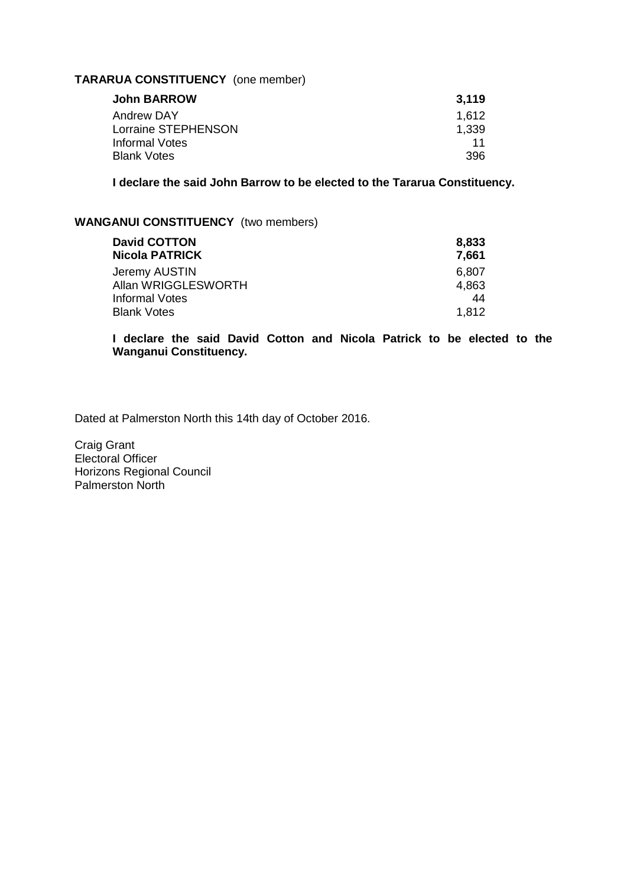**TARARUA CONSTITUENCY** (one member)

| | |
|---|---|
| **John BARROW** | **3,119** |
| Andrew DAY | 1,612 |
| Lorraine STEPHENSON | 1,339 |
| Informal Votes | 11 |
| Blank Votes | 396 |

**I declare the said John Barrow to be elected to the Tararua Constituency.**

**WANGANUI CONSTITUENCY** (two members)

| | |
|---|---|
| **David COTTON** | **8,833** |
| **Nicola PATRICK** | **7,661** |
| Jeremy AUSTIN | 6,807 |
| Allan WRIGGLESWORTH | 4,863 |
| Informal Votes | 44 |
| Blank Votes | 1,812 |

**I declare the said David Cotton and Nicola Patrick to be elected to the Wanganui Constituency.**

Dated at Palmerston North this 14th day of October 2016.

Craig Grant
Electoral Officer
Horizons Regional Council
Palmerston North